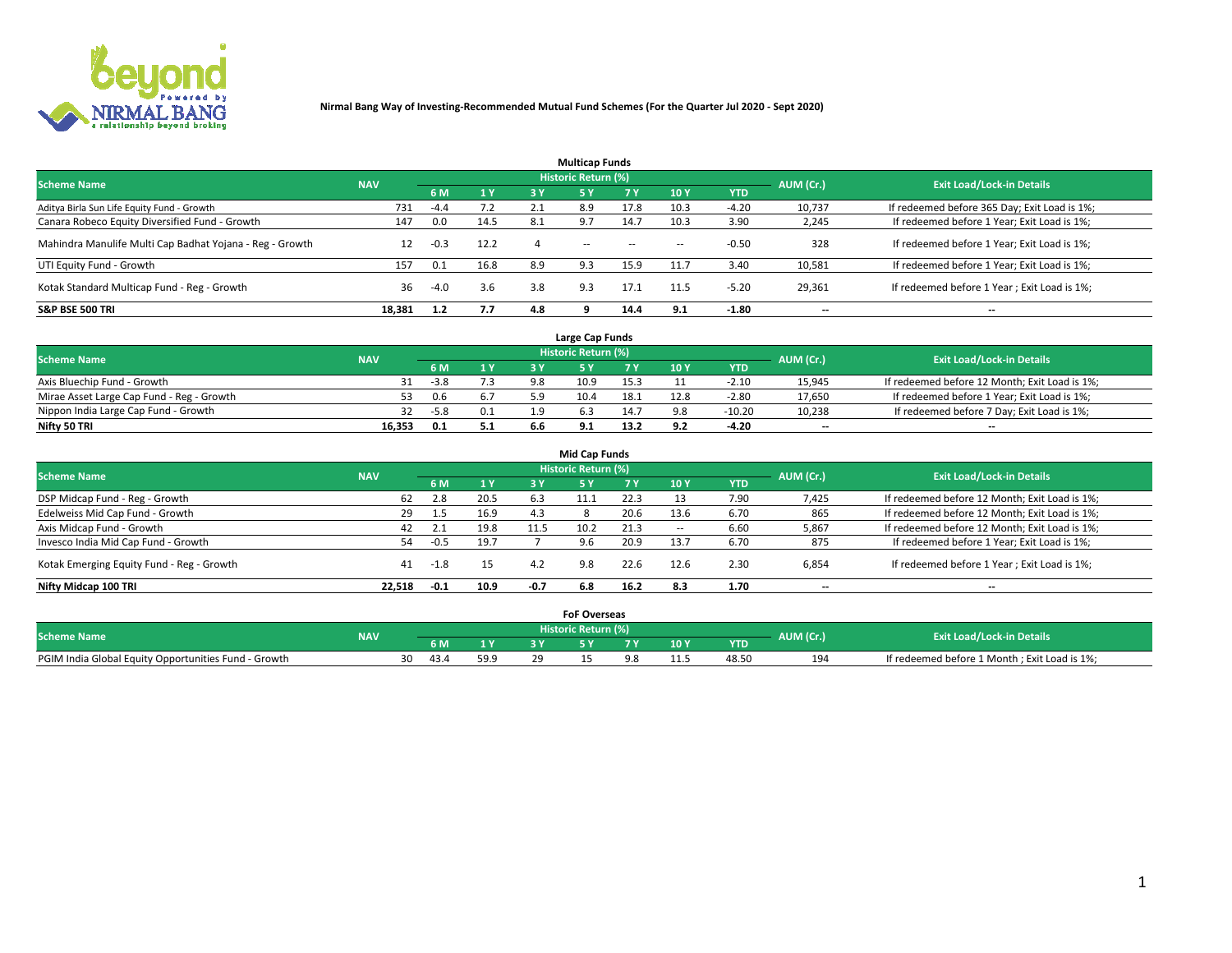**Nirmal Bang Way of Investing-Recommended Mutual Fund Schemes (For the Quarter Jul 2020 - Sept 2020)**

### Multicap Funds

| Scheme Name | NAV | Historic Return (%) | | | | | | | AUM (Cr.) | Exit Load/Lock-in Details |
|---|---|---|---|---|---|---|---|---|---|---|
| | | 6 M | 1 Y | 3 Y | 5 Y | 7 Y | 10 Y | YTD | | |
| Aditya Birla Sun Life Equity Fund - Growth | 731 | -4.4 | 7.2 | 2.1 | 8.9 | 17.8 | 10.3 | -4.20 | 10,737 | If redeemed before 365 Day; Exit Load is 1%; |
| Canara Robeco Equity Diversified Fund - Growth | 147 | 0.0 | 14.5 | 8.1 | 9.7 | 14.7 | 10.3 | 3.90 | 2,245 | If redeemed before 1 Year; Exit Load is 1%; |
| Mahindra Manulife Multi Cap Badhat Yojana - Reg - Growth | 12 | -0.3 | 12.2 | 4 | -- | -- | -- | -0.50 | 328 | If redeemed before 1 Year; Exit Load is 1%; |
| UTI Equity Fund - Growth | 157 | 0.1 | 16.8 | 8.9 | 9.3 | 15.9 | 11.7 | 3.40 | 10,581 | If redeemed before 1 Year; Exit Load is 1%; |
| Kotak Standard Multicap Fund - Reg - Growth | 36 | -4.0 | 3.6 | 3.8 | 9.3 | 17.1 | 11.5 | -5.20 | 29,361 | If redeemed before 1 Year ; Exit Load is 1%; |
| **S&P BSE 500 TRI** | **18,381** | **1.2** | **7.7** | **4.8** | **9** | **14.4** | **9.1** | **-1.80** | **--** | **--** |

### Large Cap Funds

| Scheme Name | NAV | Historic Return (%) | | | | | | | AUM (Cr.) | Exit Load/Lock-in Details |
|---|---|---|---|---|---|---|---|---|---|---|
| | | 6 M | 1 Y | 3 Y | 5 Y | 7 Y | 10 Y | YTD | | |
| Axis Bluechip Fund - Growth | 31 | -3.8 | 7.3 | 9.8 | 10.9 | 15.3 | 11 | -2.10 | 15,945 | If redeemed before 12 Month; Exit Load is 1%; |
| Mirae Asset Large Cap Fund - Reg - Growth | 53 | 0.6 | 6.7 | 5.9 | 10.4 | 18.1 | 12.8 | -2.80 | 17,650 | If redeemed before 1 Year; Exit Load is 1%; |
| Nippon India Large Cap Fund - Growth | 32 | -5.8 | 0.1 | 1.9 | 6.3 | 14.7 | 9.8 | -10.20 | 10,238 | If redeemed before 7 Day; Exit Load is 1%; |
| **Nifty 50 TRI** | **16,353** | **0.1** | **5.1** | **6.6** | **9.1** | **13.2** | **9.2** | **-4.20** | **--** | **--** |

### Mid Cap Funds

| Scheme Name | NAV | Historic Return (%) | | | | | | | AUM (Cr.) | Exit Load/Lock-in Details |
|---|---|---|---|---|---|---|---|---|---|---|
| | | 6 M | 1 Y | 3 Y | 5 Y | 7 Y | 10 Y | YTD | | |
| DSP Midcap Fund - Reg - Growth | 62 | 2.8 | 20.5 | 6.3 | 11.1 | 22.3 | 13 | 7.90 | 7,425 | If redeemed before 12 Month; Exit Load is 1%; |
| Edelweiss Mid Cap Fund - Growth | 29 | 1.5 | 16.9 | 4.3 | 8 | 20.6 | 13.6 | 6.70 | 865 | If redeemed before 12 Month; Exit Load is 1%; |
| Axis Midcap Fund - Growth | 42 | 2.1 | 19.8 | 11.5 | 10.2 | 21.3 | -- | 6.60 | 5,867 | If redeemed before 12 Month; Exit Load is 1%; |
| Invesco India Mid Cap Fund - Growth | 54 | -0.5 | 19.7 | 7 | 9.6 | 20.9 | 13.7 | 6.70 | 875 | If redeemed before 1 Year; Exit Load is 1%; |
| Kotak Emerging Equity Fund - Reg - Growth | 41 | -1.8 | 15 | 4.2 | 9.8 | 22.6 | 12.6 | 2.30 | 6,854 | If redeemed before 1 Year ; Exit Load is 1%; |
| **Nifty Midcap 100 TRI** | **22,518** | **-0.1** | **10.9** | **-0.7** | **6.8** | **16.2** | **8.3** | **1.70** | **--** | **--** |

### FoF Overseas

| Scheme Name | NAV | Historic Return (%) | | | | | | | AUM (Cr.) | Exit Load/Lock-in Details |
|---|---|---|---|---|---|---|---|---|---|---|
| | | 6 M | 1 Y | 3 Y | 5 Y | 7 Y | 10 Y | YTD | | |
| PGIM India Global Equity Opportunities Fund - Growth | 30 | 43.4 | 59.9 | 29 | 15 | 9.8 | 11.5 | 48.50 | 194 | If redeemed before 1 Month ; Exit Load is 1%; |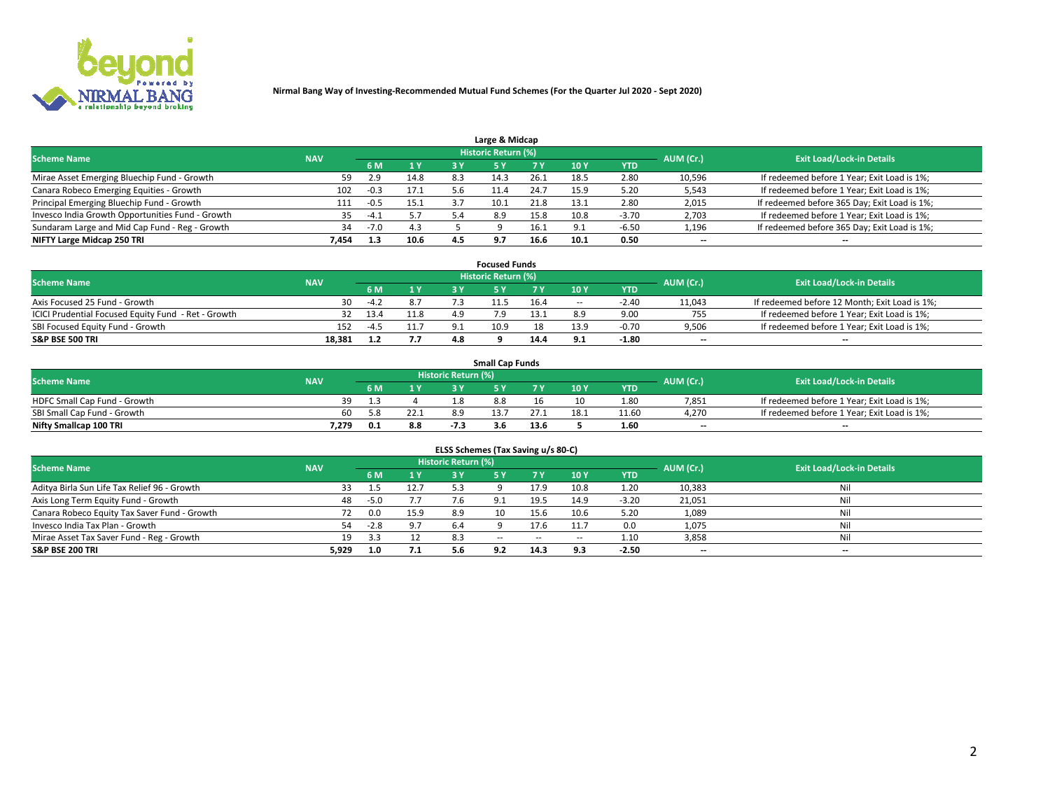**Nirmal Bang Way of Investing-Recommended Mutual Fund Schemes (For the Quarter Jul 2020 - Sept 2020)**

## Large & Midcap

| Scheme Name | NAV | Historic Return (%) | | | | | | | AUM (Cr.) | Exit Load/Lock-in Details |
|---|---|---|---|---|---|---|---|---|---|---|
| | | 6 M | 1 Y | 3 Y | 5 Y | 7 Y | 10 Y | YTD | | |
| Mirae Asset Emerging Bluechip Fund - Growth | 59 | 2.9 | 14.8 | 8.3 | 14.3 | 26.1 | 18.5 | 2.80 | 10,596 | If redeemed before 1 Year; Exit Load is 1%; |
| Canara Robeco Emerging Equities - Growth | 102 | -0.3 | 17.1 | 5.6 | 11.4 | 24.7 | 15.9 | 5.20 | 5,543 | If redeemed before 1 Year; Exit Load is 1%; |
| Principal Emerging Bluechip Fund - Growth | 111 | -0.5 | 15.1 | 3.7 | 10.1 | 21.8 | 13.1 | 2.80 | 2,015 | If redeemed before 365 Day; Exit Load is 1%; |
| Invesco India Growth Opportunities Fund - Growth | 35 | -4.1 | 5.7 | 5.4 | 8.9 | 15.8 | 10.8 | -3.70 | 2,703 | If redeemed before 1 Year; Exit Load is 1%; |
| Sundaram Large and Mid Cap Fund - Reg - Growth | 34 | -7.0 | 4.3 | 5 | 9 | 16.1 | 9.1 | -6.50 | 1,196 | If redeemed before 365 Day; Exit Load is 1%; |
| **NIFTY Large Midcap 250 TRI** | **7,454** | **1.3** | **10.6** | **4.5** | **9.7** | **16.6** | **10.1** | **0.50** | -- | -- |

## Focused Funds

| Scheme Name | NAV | Historic Return (%) | | | | | | | AUM (Cr.) | Exit Load/Lock-in Details |
|---|---|---|---|---|---|---|---|---|---|---|
| | | 6 M | 1 Y | 3 Y | 5 Y | 7 Y | 10 Y | YTD | | |
| Axis Focused 25 Fund - Growth | 30 | -4.2 | 8.7 | 7.3 | 11.5 | 16.4 | -- | -2.40 | 11,043 | If redeemed before 12 Month; Exit Load is 1%; |
| ICICI Prudential Focused Equity Fund - Ret - Growth | 32 | 13.4 | 11.8 | 4.9 | 7.9 | 13.1 | 8.9 | 9.00 | 755 | If redeemed before 1 Year; Exit Load is 1%; |
| SBI Focused Equity Fund - Growth | 152 | -4.5 | 11.7 | 9.1 | 10.9 | 18 | 13.9 | -0.70 | 9,506 | If redeemed before 1 Year; Exit Load is 1%; |
| **S&P BSE 500 TRI** | **18,381** | **1.2** | **7.7** | **4.8** | **9** | **14.4** | **9.1** | **-1.80** | -- | -- |

## Small Cap Funds

| Scheme Name | NAV | Historic Return (%) | | | | | | | AUM (Cr.) | Exit Load/Lock-in Details |
|---|---|---|---|---|---|---|---|---|---|---|
| | | 6 M | 1 Y | 3 Y | 5 Y | 7 Y | 10 Y | YTD | | |
| HDFC Small Cap Fund - Growth | 39 | 1.3 | 4 | 1.8 | 8.8 | 16 | 10 | 1.80 | 7,851 | If redeemed before 1 Year; Exit Load is 1%; |
| SBI Small Cap Fund - Growth | 60 | 5.8 | 22.1 | 8.9 | 13.7 | 27.1 | 18.1 | 11.60 | 4,270 | If redeemed before 1 Year; Exit Load is 1%; |
| **Nifty Smallcap 100 TRI** | **7,279** | **0.1** | **8.8** | **-7.3** | **3.6** | **13.6** | **5** | **1.60** | -- | -- |

## ELSS Schemes (Tax Saving u/s 80-C)

| Scheme Name | NAV | Historic Return (%) | | | | | | | AUM (Cr.) | Exit Load/Lock-in Details |
|---|---|---|---|---|---|---|---|---|---|---|
| | | 6 M | 1 Y | 3 Y | 5 Y | 7 Y | 10 Y | YTD | | |
| Aditya Birla Sun Life Tax Relief 96 - Growth | 33 | 1.5 | 12.7 | 5.3 | 9 | 17.9 | 10.8 | 1.20 | 10,383 | Nil |
| Axis Long Term Equity Fund - Growth | 48 | -5.0 | 7.7 | 7.6 | 9.1 | 19.5 | 14.9 | -3.20 | 21,051 | Nil |
| Canara Robeco Equity Tax Saver Fund - Growth | 72 | 0.0 | 15.9 | 8.9 | 10 | 15.6 | 10.6 | 5.20 | 1,089 | Nil |
| Invesco India Tax Plan - Growth | 54 | -2.8 | 9.7 | 6.4 | 9 | 17.6 | 11.7 | 0.0 | 1,075 | Nil |
| Mirae Asset Tax Saver Fund - Reg - Growth | 19 | 3.3 | 12 | 8.3 | -- | -- | -- | 1.10 | 3,858 | Nil |
| **S&P BSE 200 TRI** | **5,929** | **1.0** | **7.1** | **5.6** | **9.2** | **14.3** | **9.3** | **-2.50** | -- | -- |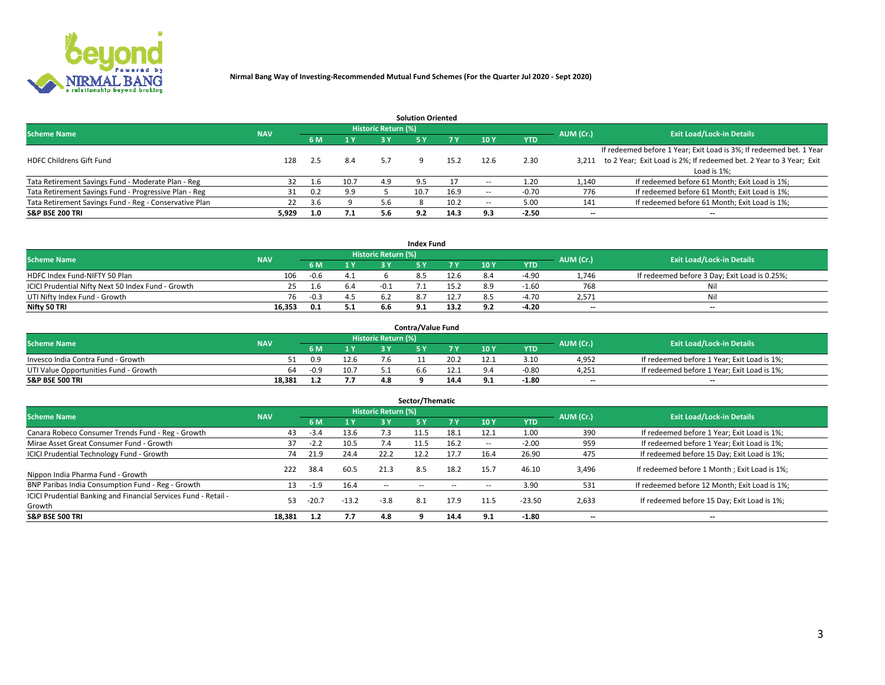**Nirmal Bang Way of Investing-Recommended Mutual Fund Schemes (For the Quarter Jul 2020 - Sept 2020)**

### Solution Oriented

| Scheme Name | NAV | Historic Return (%) | | | | | | | AUM (Cr.) | Exit Load/Lock-in Details |
|---|---|---|---|---|---|---|---|---|---|---|
| | | 6 M | 1 Y | 3 Y | 5 Y | 7 Y | 10 Y | YTD | | |
| HDFC Childrens Gift Fund | 128 | 2.5 | 8.4 | 5.7 | 9 | 15.2 | 12.6 | 2.30 | 3,211 | If redeemed before 1 Year; Exit Load is 3%; If redeemed bet. 1 Year to 2 Year; Exit Load is 2%; If redeemed bet. 2 Year to 3 Year; Exit Load is 1%; |
| Tata Retirement Savings Fund - Moderate Plan - Reg | 32 | 1.6 | 10.7 | 4.9 | 9.5 | 17 | -- | 1.20 | 1,140 | If redeemed before 61 Month; Exit Load is 1%; |
| Tata Retirement Savings Fund - Progressive Plan - Reg | 31 | 0.2 | 9.9 | 5 | 10.7 | 16.9 | -- | -0.70 | 776 | If redeemed before 61 Month; Exit Load is 1%; |
| Tata Retirement Savings Fund - Reg - Conservative Plan | 22 | 3.6 | 9 | 5.6 | 8 | 10.2 | -- | 5.00 | 141 | If redeemed before 61 Month; Exit Load is 1%; |
| **S&P BSE 200 TRI** | **5,929** | **1.0** | **7.1** | **5.6** | **9.2** | **14.3** | **9.3** | **-2.50** | **--** | **--** |

### Index Fund

| Scheme Name | NAV | Historic Return (%) | | | | | | | AUM (Cr.) | Exit Load/Lock-in Details |
|---|---|---|---|---|---|---|---|---|---|---|
| | | 6 M | 1 Y | 3 Y | 5 Y | 7 Y | 10 Y | YTD | | |
| HDFC Index Fund-NIFTY 50 Plan | 106 | -0.6 | 4.1 | 6 | 8.5 | 12.6 | 8.4 | -4.90 | 1,746 | If redeemed before 3 Day; Exit Load is 0.25%; |
| ICICI Prudential Nifty Next 50 Index Fund - Growth | 25 | 1.6 | 6.4 | -0.1 | 7.1 | 15.2 | 8.9 | -1.60 | 768 | Nil |
| UTI Nifty Index Fund - Growth | 76 | -0.3 | 4.5 | 6.2 | 8.7 | 12.7 | 8.5 | -4.70 | 2,571 | Nil |
| **Nifty 50 TRI** | **16,353** | **0.1** | **5.1** | **6.6** | **9.1** | **13.2** | **9.2** | **-4.20** | **--** | **--** |

### Contra/Value Fund

| Scheme Name | NAV | Historic Return (%) | | | | | | | AUM (Cr.) | Exit Load/Lock-in Details |
|---|---|---|---|---|---|---|---|---|---|---|
| | | 6 M | 1 Y | 3 Y | 5 Y | 7 Y | 10 Y | YTD | | |
| Invesco India Contra Fund - Growth | 51 | 0.9 | 12.6 | 7.6 | 11 | 20.2 | 12.1 | 3.10 | 4,952 | If redeemed before 1 Year; Exit Load is 1%; |
| UTI Value Opportunities Fund - Growth | 64 | -0.9 | 10.7 | 5.1 | 6.6 | 12.1 | 9.4 | -0.80 | 4,251 | If redeemed before 1 Year; Exit Load is 1%; |
| **S&P BSE 500 TRI** | **18,381** | **1.2** | **7.7** | **4.8** | **9** | **14.4** | **9.1** | **-1.80** | **--** | **--** |

### Sector/Thematic

| Scheme Name | NAV | Historic Return (%) | | | | | | | AUM (Cr.) | Exit Load/Lock-in Details |
|---|---|---|---|---|---|---|---|---|---|---|
| | | 6 M | 1 Y | 3 Y | 5 Y | 7 Y | 10 Y | YTD | | |
| Canara Robeco Consumer Trends Fund - Reg - Growth | 43 | -3.4 | 13.6 | 7.3 | 11.5 | 18.1 | 12.1 | 1.00 | 390 | If redeemed before 1 Year; Exit Load is 1%; |
| Mirae Asset Great Consumer Fund - Growth | 37 | -2.2 | 10.5 | 7.4 | 11.5 | 16.2 | -- | -2.00 | 959 | If redeemed before 1 Year; Exit Load is 1%; |
| ICICI Prudential Technology Fund - Growth | 74 | 21.9 | 24.4 | 22.2 | 12.2 | 17.7 | 16.4 | 26.90 | 475 | If redeemed before 15 Day; Exit Load is 1%; |
| Nippon India Pharma Fund - Growth | 222 | 38.4 | 60.5 | 21.3 | 8.5 | 18.2 | 15.7 | 46.10 | 3,496 | If redeemed before 1 Month ; Exit Load is 1%; |
| BNP Paribas India Consumption Fund - Reg - Growth | 13 | -1.9 | 16.4 | -- | -- | -- | -- | 3.90 | 531 | If redeemed before 12 Month; Exit Load is 1%; |
| ICICI Prudential Banking and Financial Services Fund - Retail - Growth | 53 | -20.7 | -13.2 | -3.8 | 8.1 | 17.9 | 11.5 | -23.50 | 2,633 | If redeemed before 15 Day; Exit Load is 1%; |
| **S&P BSE 500 TRI** | **18,381** | **1.2** | **7.7** | **4.8** | **9** | **14.4** | **9.1** | **-1.80** | **--** | **--** |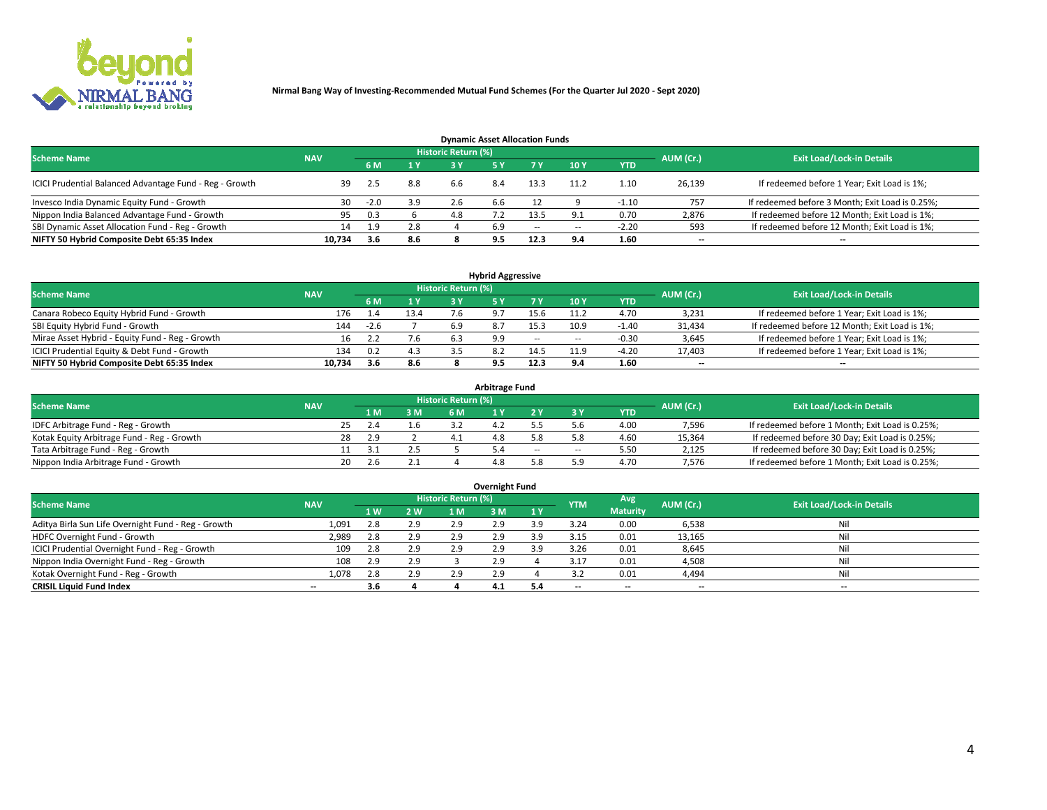**Nirmal Bang Way of Investing-Recommended Mutual Fund Schemes (For the Quarter Jul 2020 - Sept 2020)**

## Dynamic Asset Allocation Funds

| Scheme Name | NAV | Historic Return (%) | | | | | | | AUM (Cr.) | Exit Load/Lock-in Details |
|---|---|---|---|---|---|---|---|---|---|---|
| | | 6 M | 1 Y | 3 Y | 5 Y | 7 Y | 10 Y | YTD | | |
| ICICI Prudential Balanced Advantage Fund - Reg - Growth | 39 | 2.5 | 8.8 | 6.6 | 8.4 | 13.3 | 11.2 | 1.10 | 26,139 | If redeemed before 1 Year; Exit Load is 1%; |
| Invesco India Dynamic Equity Fund - Growth | 30 | -2.0 | 3.9 | 2.6 | 6.6 | 12 | 9 | -1.10 | 757 | If redeemed before 3 Month; Exit Load is 0.25%; |
| Nippon India Balanced Advantage Fund - Growth | 95 | 0.3 | 6 | 4.8 | 7.2 | 13.5 | 9.1 | 0.70 | 2,876 | If redeemed before 12 Month; Exit Load is 1%; |
| SBI Dynamic Asset Allocation Fund - Reg - Growth | 14 | 1.9 | 2.8 | 4 | 6.9 | -- | -- | -2.20 | 593 | If redeemed before 12 Month; Exit Load is 1%; |
| **NIFTY 50 Hybrid Composite Debt 65:35 Index** | **10,734** | **3.6** | **8.6** | **8** | **9.5** | **12.3** | **9.4** | **1.60** | **--** | **--** |

## Hybrid Aggressive

| Scheme Name | NAV | Historic Return (%) | | | | | | | AUM (Cr.) | Exit Load/Lock-in Details |
|---|---|---|---|---|---|---|---|---|---|---|
| | | 6 M | 1 Y | 3 Y | 5 Y | 7 Y | 10 Y | YTD | | |
| Canara Robeco Equity Hybrid Fund - Growth | 176 | 1.4 | 13.4 | 7.6 | 9.7 | 15.6 | 11.2 | 4.70 | 3,231 | If redeemed before 1 Year; Exit Load is 1%; |
| SBI Equity Hybrid Fund - Growth | 144 | -2.6 | 7 | 6.9 | 8.7 | 15.3 | 10.9 | -1.40 | 31,434 | If redeemed before 12 Month; Exit Load is 1%; |
| Mirae Asset Hybrid - Equity Fund - Reg - Growth | 16 | 2.2 | 7.6 | 6.3 | 9.9 | -- | -- | -0.30 | 3,645 | If redeemed before 1 Year; Exit Load is 1%; |
| ICICI Prudential Equity & Debt Fund - Growth | 134 | 0.2 | 4.3 | 3.5 | 8.2 | 14.5 | 11.9 | -4.20 | 17,403 | If redeemed before 1 Year; Exit Load is 1%; |
| **NIFTY 50 Hybrid Composite Debt 65:35 Index** | **10,734** | **3.6** | **8.6** | **8** | **9.5** | **12.3** | **9.4** | **1.60** | **--** | **--** |

## Arbitrage Fund

| Scheme Name | NAV | Historic Return (%) | | | | | | | AUM (Cr.) | Exit Load/Lock-in Details |
|---|---|---|---|---|---|---|---|---|---|---|
| | | 1 M | 3 M | 6 M | 1 Y | 2 Y | 3 Y | YTD | | |
| IDFC Arbitrage Fund - Reg - Growth | 25 | 2.4 | 1.6 | 3.2 | 4.2 | 5.5 | 5.6 | 4.00 | 7,596 | If redeemed before 1 Month; Exit Load is 0.25%; |
| Kotak Equity Arbitrage Fund - Reg - Growth | 28 | 2.9 | 2 | 4.1 | 4.8 | 5.8 | 5.8 | 4.60 | 15,364 | If redeemed before 30 Day; Exit Load is 0.25%; |
| Tata Arbitrage Fund - Reg - Growth | 11 | 3.1 | 2.5 | 5 | 5.4 | -- | -- | 5.50 | 2,125 | If redeemed before 30 Day; Exit Load is 0.25%; |
| Nippon India Arbitrage Fund - Growth | 20 | 2.6 | 2.1 | 4 | 4.8 | 5.8 | 5.9 | 4.70 | 7,576 | If redeemed before 1 Month; Exit Load is 0.25%; |

## Overnight Fund

| Scheme Name | NAV | Historic Return (%) | | | | | YTM | Avg Maturity | AUM (Cr.) | Exit Load/Lock-in Details |
|---|---|---|---|---|---|---|---|---|---|---|
| | | 1 W | 2 W | 1 M | 3 M | 1 Y | | | | |
| Aditya Birla Sun Life Overnight Fund - Reg - Growth | 1,091 | 2.8 | 2.9 | 2.9 | 2.9 | 3.9 | 3.24 | 0.00 | 6,538 | Nil |
| HDFC Overnight Fund - Growth | 2,989 | 2.8 | 2.9 | 2.9 | 2.9 | 3.9 | 3.15 | 0.01 | 13,165 | Nil |
| ICICI Prudential Overnight Fund - Reg - Growth | 109 | 2.8 | 2.9 | 2.9 | 2.9 | 3.9 | 3.26 | 0.01 | 8,645 | Nil |
| Nippon India Overnight Fund - Reg - Growth | 108 | 2.9 | 2.9 | 3 | 2.9 | 4 | 3.17 | 0.01 | 4,508 | Nil |
| Kotak Overnight Fund - Reg - Growth | 1,078 | 2.8 | 2.9 | 2.9 | 2.9 | 4 | 3.2 | 0.01 | 4,494 | Nil |
| **CRISIL Liquid Fund Index** | **--** | **3.6** | **4** | **4** | **4.1** | **5.4** | **--** | **--** | **--** | **--** |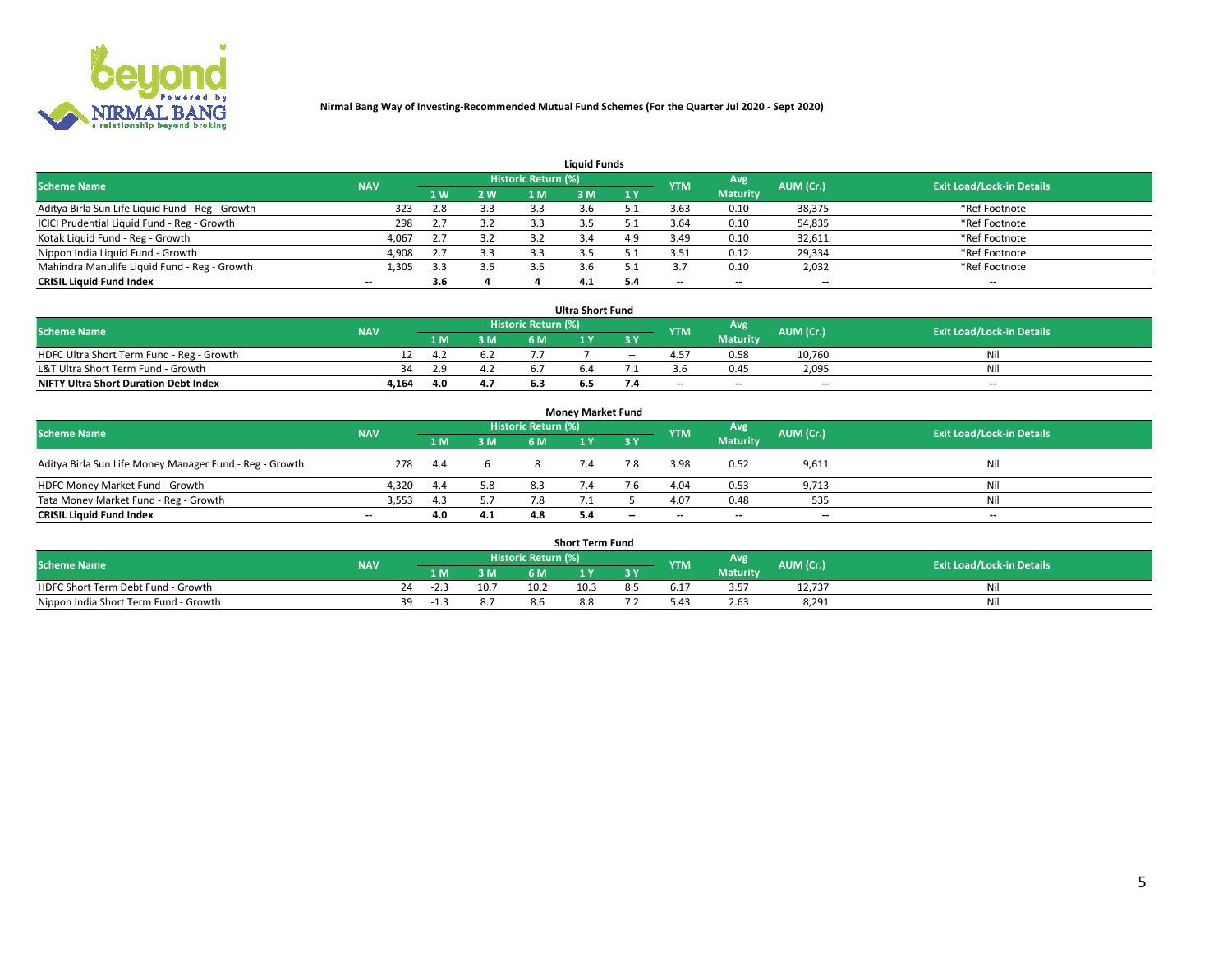**Nirmal Bang Way of Investing-Recommended Mutual Fund Schemes (For the Quarter Jul 2020 - Sept 2020)**

## Liquid Funds

| Scheme Name | NAV | Historic Return (%) | | | | | YTM | Avg Maturity | AUM (Cr.) | Exit Load/Lock-in Details |
|---|---|---|---|---|---|---|---|---|---|---|
| | | 1 W | 2 W | 1 M | 3 M | 1 Y | | | | |
| Aditya Birla Sun Life Liquid Fund - Reg - Growth | 323 | 2.8 | 3.3 | 3.3 | 3.6 | 5.1 | 3.63 | 0.10 | 38,375 | *Ref Footnote |
| ICICI Prudential Liquid Fund - Reg - Growth | 298 | 2.7 | 3.2 | 3.3 | 3.5 | 5.1 | 3.64 | 0.10 | 54,835 | *Ref Footnote |
| Kotak Liquid Fund - Reg - Growth | 4,067 | 2.7 | 3.2 | 3.2 | 3.4 | 4.9 | 3.49 | 0.10 | 32,611 | *Ref Footnote |
| Nippon India Liquid Fund - Growth | 4,908 | 2.7 | 3.3 | 3.3 | 3.5 | 5.1 | 3.51 | 0.12 | 29,334 | *Ref Footnote |
| Mahindra Manulife Liquid Fund - Reg - Growth | 1,305 | 3.3 | 3.5 | 3.5 | 3.6 | 5.1 | 3.7 | 0.10 | 2,032 | *Ref Footnote |
| **CRISIL Liquid Fund Index** | -- | **3.6** | **4** | **4** | **4.1** | **5.4** | -- | -- | -- | -- |

## Ultra Short Fund

| Scheme Name | NAV | Historic Return (%) | | | | | YTM | Avg Maturity | AUM (Cr.) | Exit Load/Lock-in Details |
|---|---|---|---|---|---|---|---|---|---|---|
| | | 1 M | 3 M | 6 M | 1 Y | 3 Y | | | | |
| HDFC Ultra Short Term Fund - Reg - Growth | 12 | 4.2 | 6.2 | 7.7 | 7 | -- | 4.57 | 0.58 | 10,760 | Nil |
| L&T Ultra Short Term Fund - Growth | 34 | 2.9 | 4.2 | 6.7 | 6.4 | 7.1 | 3.6 | 0.45 | 2,095 | Nil |
| **NIFTY Ultra Short Duration Debt Index** | **4,164** | **4.0** | **4.7** | **6.3** | **6.5** | **7.4** | -- | -- | -- | -- |

## Money Market Fund

| Scheme Name | NAV | Historic Return (%) | | | | | YTM | Avg Maturity | AUM (Cr.) | Exit Load/Lock-in Details |
|---|---|---|---|---|---|---|---|---|---|---|
| | | 1 M | 3 M | 6 M | 1 Y | 3 Y | | | | |
| Aditya Birla Sun Life Money Manager Fund - Reg - Growth | 278 | 4.4 | 6 | 8 | 7.4 | 7.8 | 3.98 | 0.52 | 9,611 | Nil |
| HDFC Money Market Fund - Growth | 4,320 | 4.4 | 5.8 | 8.3 | 7.4 | 7.6 | 4.04 | 0.53 | 9,713 | Nil |
| Tata Money Market Fund - Reg - Growth | 3,553 | 4.3 | 5.7 | 7.8 | 7.1 | 5 | 4.07 | 0.48 | 535 | Nil |
| **CRISIL Liquid Fund Index** | -- | **4.0** | **4.1** | **4.8** | **5.4** | -- | -- | -- | -- | -- |

## Short Term Fund

| Scheme Name | NAV | Historic Return (%) | | | | | YTM | Avg Maturity | AUM (Cr.) | Exit Load/Lock-in Details |
|---|---|---|---|---|---|---|---|---|---|---|
| | | 1 M | 3 M | 6 M | 1 Y | 3 Y | | | | |
| HDFC Short Term Debt Fund - Growth | 24 | -2.3 | 10.7 | 10.2 | 10.3 | 8.5 | 6.17 | 3.57 | 12,737 | Nil |
| Nippon India Short Term Fund - Growth | 39 | -1.3 | 8.7 | 8.6 | 8.8 | 7.2 | 5.43 | 2.63 | 8,291 | Nil |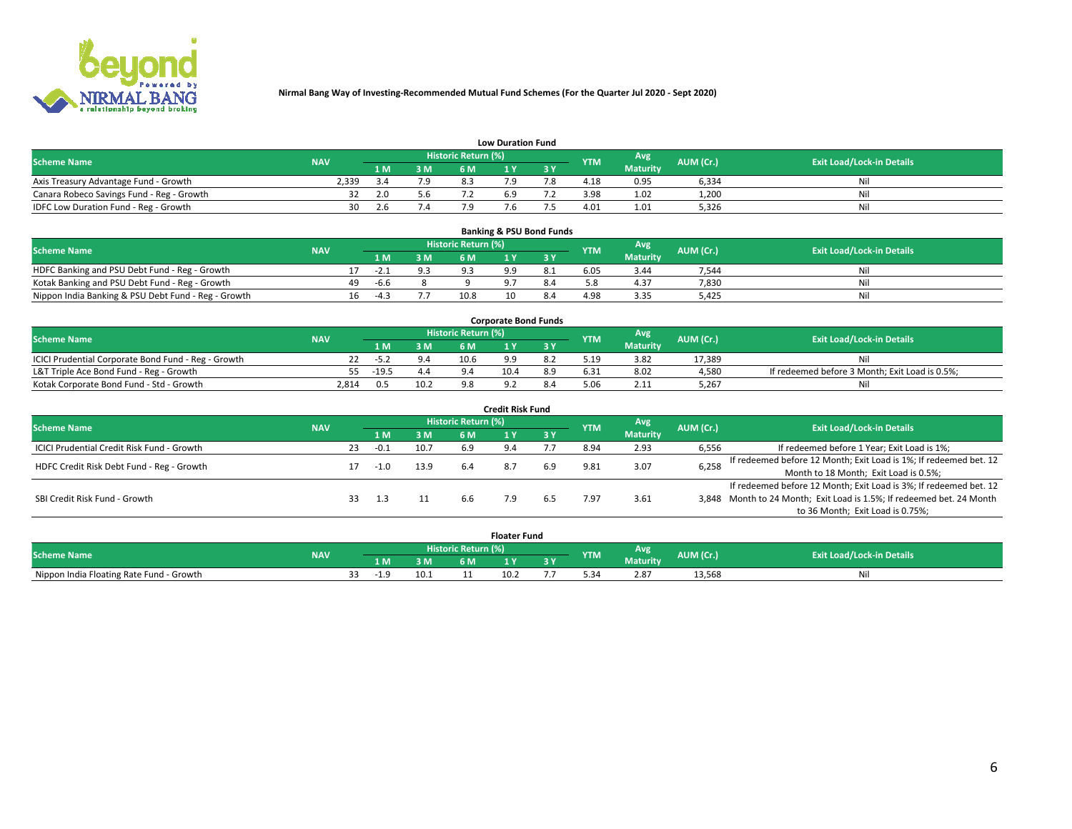**Nirmal Bang Way of Investing-Recommended Mutual Fund Schemes (For the Quarter Jul 2020 - Sept 2020)**

### Low Duration Fund

| Scheme Name | NAV | Historic Return (%) | | | | | YTM | Avg Maturity | AUM (Cr.) | Exit Load/Lock-in Details |
|---|---|---|---|---|---|---|---|---|---|---|
| | | 1 M | 3 M | 6 M | 1 Y | 3 Y | | | | |
| Axis Treasury Advantage Fund - Growth | 2,339 | 3.4 | 7.9 | 8.3 | 7.9 | 7.8 | 4.18 | 0.95 | 6,334 | Nil |
| Canara Robeco Savings Fund - Reg - Growth | 32 | 2.0 | 5.6 | 7.2 | 6.9 | 7.2 | 3.98 | 1.02 | 1,200 | Nil |
| IDFC Low Duration Fund - Reg - Growth | 30 | 2.6 | 7.4 | 7.9 | 7.6 | 7.5 | 4.01 | 1.01 | 5,326 | Nil |

### Banking & PSU Bond Funds

| Scheme Name | NAV | Historic Return (%) | | | | | YTM | Avg Maturity | AUM (Cr.) | Exit Load/Lock-in Details |
|---|---|---|---|---|---|---|---|---|---|---|
| | | 1 M | 3 M | 6 M | 1 Y | 3 Y | | | | |
| HDFC Banking and PSU Debt Fund - Reg - Growth | 17 | -2.1 | 9.3 | 9.3 | 9.9 | 8.1 | 6.05 | 3.44 | 7,544 | Nil |
| Kotak Banking and PSU Debt Fund - Reg - Growth | 49 | -6.6 | 8 | 9 | 9.7 | 8.4 | 5.8 | 4.37 | 7,830 | Nil |
| Nippon India Banking & PSU Debt Fund - Reg - Growth | 16 | -4.3 | 7.7 | 10.8 | 10 | 8.4 | 4.98 | 3.35 | 5,425 | Nil |

### Corporate Bond Funds

| Scheme Name | NAV | Historic Return (%) | | | | | YTM | Avg Maturity | AUM (Cr.) | Exit Load/Lock-in Details |
|---|---|---|---|---|---|---|---|---|---|---|
| | | 1 M | 3 M | 6 M | 1 Y | 3 Y | | | | |
| ICICI Prudential Corporate Bond Fund - Reg - Growth | 22 | -5.2 | 9.4 | 10.6 | 9.9 | 8.2 | 5.19 | 3.82 | 17,389 | Nil |
| L&T Triple Ace Bond Fund - Reg - Growth | 55 | -19.5 | 4.4 | 9.4 | 10.4 | 8.9 | 6.31 | 8.02 | 4,580 | If redeemed before 3 Month; Exit Load is 0.5%; |
| Kotak Corporate Bond Fund - Std - Growth | 2,814 | 0.5 | 10.2 | 9.8 | 9.2 | 8.4 | 5.06 | 2.11 | 5,267 | Nil |

### Credit Risk Fund

| Scheme Name | NAV | Historic Return (%) | | | | | YTM | Avg Maturity | AUM (Cr.) | Exit Load/Lock-in Details |
|---|---|---|---|---|---|---|---|---|---|---|
| | | 1 M | 3 M | 6 M | 1 Y | 3 Y | | | | |
| ICICI Prudential Credit Risk Fund - Growth | 23 | -0.1 | 10.7 | 6.9 | 9.4 | 7.7 | 8.94 | 2.93 | 6,556 | If redeemed before 1 Year; Exit Load is 1%; |
| HDFC Credit Risk Debt Fund - Reg - Growth | 17 | -1.0 | 13.9 | 6.4 | 8.7 | 6.9 | 9.81 | 3.07 | 6,258 | If redeemed before 12 Month; Exit Load is 1%; If redeemed bet. 12 Month to 18 Month; Exit Load is 0.5%; |
| SBI Credit Risk Fund - Growth | 33 | 1.3 | 11 | 6.6 | 7.9 | 6.5 | 7.97 | 3.61 | 3,848 | If redeemed before 12 Month; Exit Load is 3%; If redeemed bet. 12 Month to 24 Month; Exit Load is 1.5%; If redeemed bet. 24 Month to 36 Month; Exit Load is 0.75%; |

### Floater Fund

| Scheme Name | NAV | Historic Return (%) | | | | | YTM | Avg Maturity | AUM (Cr.) | Exit Load/Lock-in Details |
|---|---|---|---|---|---|---|---|---|---|---|
| | | 1 M | 3 M | 6 M | 1 Y | 3 Y | | | | |
| Nippon India Floating Rate Fund - Growth | 33 | -1.9 | 10.1 | 11 | 10.2 | 7.7 | 5.34 | 2.87 | 13,568 | Nil |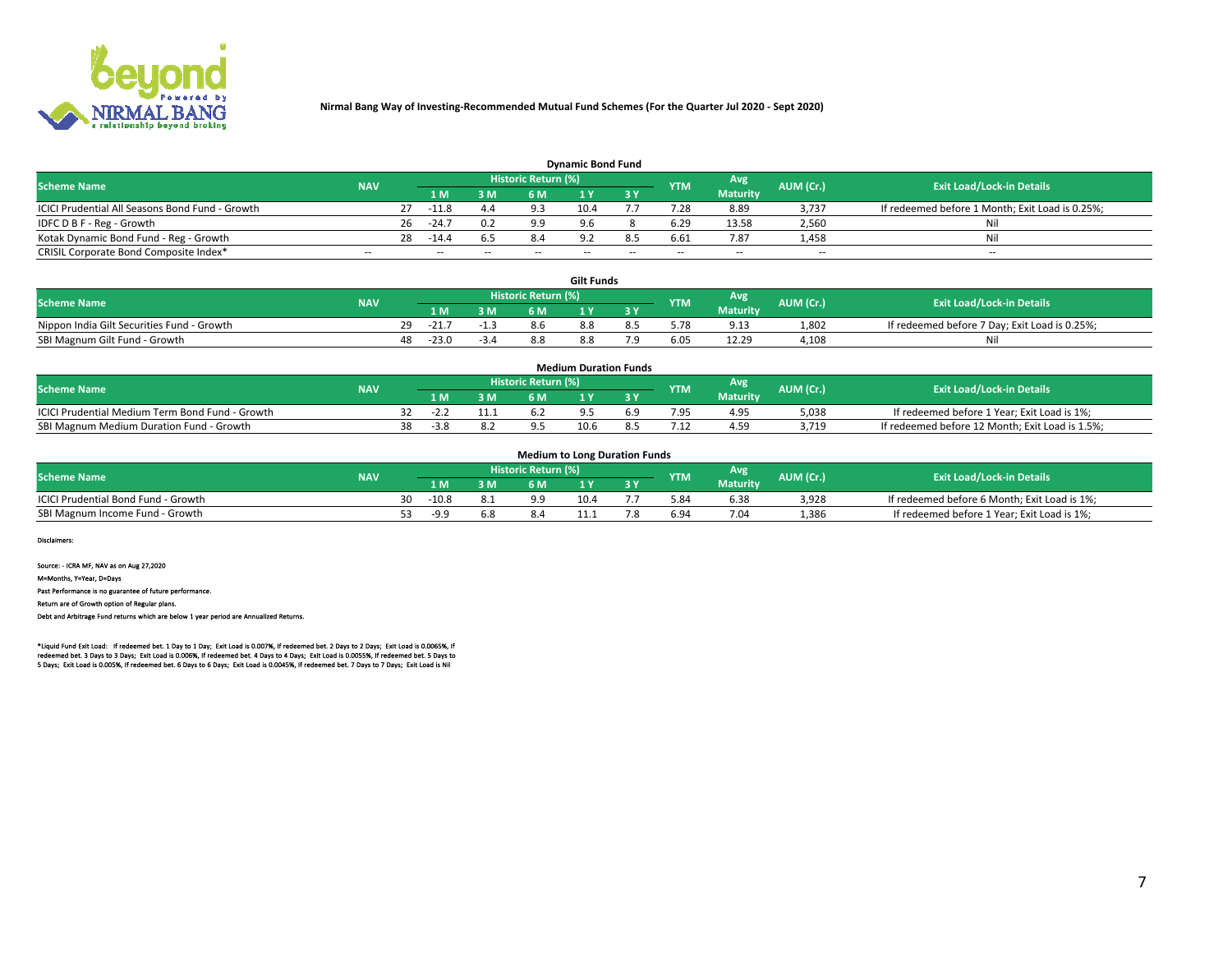**Nirmal Bang Way of Investing-Recommended Mutual Fund Schemes (For the Quarter Jul 2020 - Sept 2020)**

### Dynamic Bond Fund

| Scheme Name | NAV | Historic Return (%) | | | | | YTM | Avg Maturity | AUM (Cr.) | Exit Load/Lock-in Details |
|---|---|---|---|---|---|---|---|---|---|---|
| | | 1 M | 3 M | 6 M | 1 Y | 3 Y | | | | |
| ICICI Prudential All Seasons Bond Fund - Growth | 27 | -11.8 | 4.4 | 9.3 | 10.4 | 7.7 | 7.28 | 8.89 | 3,737 | If redeemed before 1 Month; Exit Load is 0.25%; |
| IDFC D B F - Reg - Growth | 26 | -24.7 | 0.2 | 9.9 | 9.6 | 8 | 6.29 | 13.58 | 2,560 | Nil |
| Kotak Dynamic Bond Fund - Reg - Growth | 28 | -14.4 | 6.5 | 8.4 | 9.2 | 8.5 | 6.61 | 7.87 | 1,458 | Nil |
| CRISIL Corporate Bond Composite Index* | -- | -- | -- | -- | -- | -- | -- | -- | -- | -- |

### Gilt Funds

| Scheme Name | NAV | Historic Return (%) | | | | | YTM | Avg Maturity | AUM (Cr.) | Exit Load/Lock-in Details |
|---|---|---|---|---|---|---|---|---|---|---|
| | | 1 M | 3 M | 6 M | 1 Y | 3 Y | | | | |
| Nippon India Gilt Securities Fund - Growth | 29 | -21.7 | -1.3 | 8.6 | 8.8 | 8.5 | 5.78 | 9.13 | 1,802 | If redeemed before 7 Day; Exit Load is 0.25%; |
| SBI Magnum Gilt Fund - Growth | 48 | -23.0 | -3.4 | 8.8 | 8.8 | 7.9 | 6.05 | 12.29 | 4,108 | Nil |

### Medium Duration Funds

| Scheme Name | NAV | Historic Return (%) | | | | | YTM | Avg Maturity | AUM (Cr.) | Exit Load/Lock-in Details |
|---|---|---|---|---|---|---|---|---|---|---|
| | | 1 M | 3 M | 6 M | 1 Y | 3 Y | | | | |
| ICICI Prudential Medium Term Bond Fund - Growth | 32 | -2.2 | 11.1 | 6.2 | 9.5 | 6.9 | 7.95 | 4.95 | 5,038 | If redeemed before 1 Year; Exit Load is 1%; |
| SBI Magnum Medium Duration Fund - Growth | 38 | -3.8 | 8.2 | 9.5 | 10.6 | 8.5 | 7.12 | 4.59 | 3,719 | If redeemed before 12 Month; Exit Load is 1.5%; |

### Medium to Long Duration Funds

| Scheme Name | NAV | Historic Return (%) | | | | | YTM | Avg Maturity | AUM (Cr.) | Exit Load/Lock-in Details |
|---|---|---|---|---|---|---|---|---|---|---|
| | | 1 M | 3 M | 6 M | 1 Y | 3 Y | | | | |
| ICICI Prudential Bond Fund - Growth | 30 | -10.8 | 8.1 | 9.9 | 10.4 | 7.7 | 5.84 | 6.38 | 3,928 | If redeemed before 6 Month; Exit Load is 1%; |
| SBI Magnum Income Fund - Growth | 53 | -9.9 | 6.8 | 8.4 | 11.1 | 7.8 | 6.94 | 7.04 | 1,386 | If redeemed before 1 Year; Exit Load is 1%; |

Disclaimers:

Source: - ICRA MF, NAV as on Aug 27,2020

M=Months, Y=Year, D=Days

Past Performance is no guarantee of future performance.

Return are of Growth option of Regular plans.

Debt and Arbitrage Fund returns which are below 1 year period are Annualized Returns.

*Liquid Fund Exit Load: If redeemed bet. 1 Day to 1 Day; Exit Load is 0.007%, If redeemed bet. 2 Days to 2 Days; Exit Load is 0.0065%, If redeemed bet. 3 Days to 3 Days; Exit Load is 0.006%, If redeemed bet. 4 Days to 4 Days; Exit Load is 0.0055%, If redeemed bet. 5 Days to 5 Days; Exit Load is 0.005%, If redeemed bet. 6 Days to 6 Days; Exit Load is 0.0045%, If redeemed bet. 7 Days to 7 Days; Exit Load is Nil